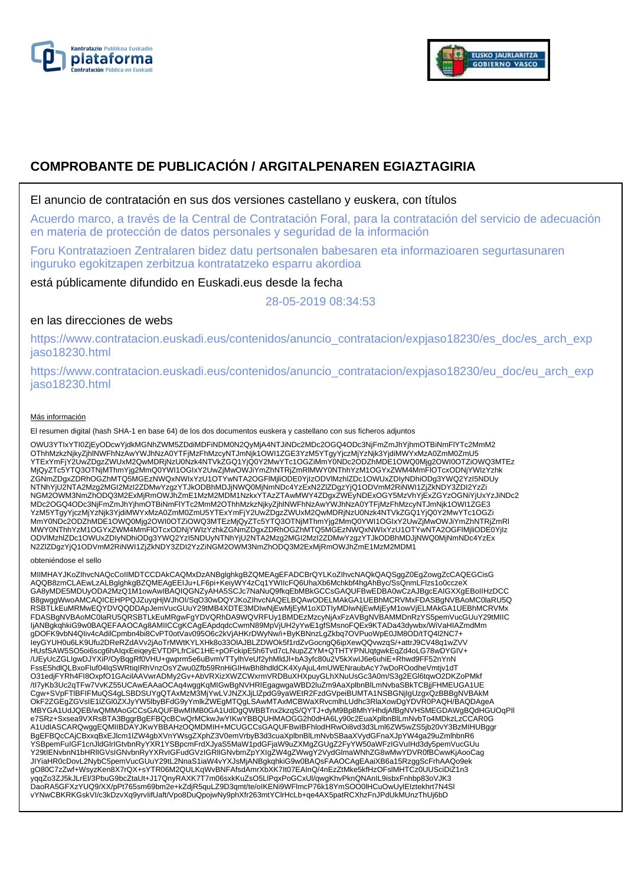# COMPROBANTE DE PUBLICACIÓN / ARGITALPENAREN EGIAZTAGIRIA

El anuncio de contratación en sus dos versiones castellano y euskera, con títulos

Acuerdo marco, a través de la Central de Contratación Foral, para la contratación del servicio de adecuación en materia de protección de datos personales y seguridad de la información

Foru Kontratazioen Zentralaren bidez datu pertsonalen babesaren eta informazioaren segurtasunaren inguruko egokitzapen zerbitzua kontratatzeko esparru akordioa

está públicamente difundido en Euskadi.eus desde la fecha

28-05-2019 08:34:53

en las direcciones de webs

https://www.contratacion.euskadi.eus/contenidos/anuncio_contratacion/expjaso18230/es_doc/es_arch_expjaso18230.html

https://www.contratacion.euskadi.eus/contenidos/anuncio_contratacion/expjaso18230/eu_doc/eu_arch_expjaso18230.html

Más información

El resumen digital (hash SHA-1 en base 64) de los dos documentos euskera y castellano con sus ficheros adjuntos

OWU3YTIxYTI0ZjEyODcwYjdkMGNhZWM5ZDdiMDFiNDM0N2QyMjA4NTJiNDc2MDc2OGQ4ODc3NjFmZmJhYjhmOTBiNmFlYTc2MmM2OThhMzkzNjkyZjhlNWFhNzAwYWJhNzA0YTFjMzFhMzcyNTJmNjk1OWI1ZGE3YzM5YTgyYjczMjYzNjk3YjdiMWYxMzA0ZmM0ZmU5YTExYmFjY2UwZDgzZWUxM2QwMDRjNzU0Nzk4NTVkZGQ1YjQ0Y2MwYTc1OGZiMmY0NDc2ODZhMDE1OWQ0Mjg2OWI0OTZiOWQ3MTEzMjQyZTc5YTQ3OTNjMThmYjg2MmQ0YWI1OGIxY2UwZjMwOWJiYmZhNTRjZmRlMWY0NThhYzM1OGYxZWM4MmFlOTcxODNjYWIzYzhkZGNmZDgxZDRhOGZhMTQ5MGEzNWQxNWIxYzU1OTYwNTA2OGFlMjliODE0YjIzODVlMzhlZDc1OWUxZDIyNDhiODg3YWQ2YzI5NDUyNTNhYjU2NTA2Mzg2MGI2MzI2ZDMwYzgzYTJkODBhMDJjNWQ0MjNmNDc4YzExN2ZlZDgzYjQ1ODVmM2RiNWI1ZjZkNDY3ZDI2YzZiNGM2OWM3NmZhODQ3M2ExMjRmOWJhZmE1MzM2MDM1NzkxYTAzZTAwMWY4ZDgxZWEyNDExOGY5MzVhYjExZGYzOGNiYjUxYzJiNDc2MDc2OGQ4ODc3NjFmZmJhYjhmOTBiNmFlYTc2MmM2OThhMzkzNjkyZjhlNWFhNzAwYWJhNzA0YTFjMzFhMzcyNTJmNjk1OWI1ZGE3YzM5YTgyYjczMjYzNjk3YjdiMWYxMzA0ZmM0ZmU5YTExYmFjY2UwZDgzZWUxM2QwMDRjNzU0Nzk4NTVkZGQ1YjQ0Y2MwYTc1OGZiMmY0NDc2ODZhMDE1OWQ0Mjg2OWI0OTZiOWQ3MTEzMjQyZTc5YTQ3OTNjMThmYjg2MmQ0YWI1OGIxY2UwZjMwOWJiYmZhNTRjZmRlMWY0NThhYzM1OGYxZWM4MmFlOTcxODNjYWIzYzhkZGNmZDgxZDRhOGZhMTQ5MGEzNWQxNWIxYzU1OTYwNTA2OGFlMjliODE0YjIzODVlMzhlZDc1OWUxZDIyNDhiODg3YWQ2YzI5NDUyNTNhYjU2NTA2Mzg2MGI2MzI2ZDMwYzgzYTJkODBhMDJjNWQ0MjNmNDc4YzExN2ZlZDgzYjQ1ODVmM2RiNWI1ZjZkNDY3ZDI2YzZiNGM2OWM3NmZhODQ3M2ExMjRmOWJhZmE1MzM2MDM1

obteniéndose el sello

MIIMHAYJKoZIhvcNAQcCoIIMDTCCDAkCAQMxDzANBglghkgBZQMEAgEFADCBrQYLKoZIhvcNAQkQAQSggZ0EgZowgZcCAQEGCisGAQQB8zmCLAEwLzALBglghkgBZQMEAgEEIJu+LF6pi+KeiyWY4zCq1YWIIcFQ6UhaXb6Mchkbf4hgAhByc/SsQnmLFlzs1o0ccczeXGA8yMDE5MDUyODA2MzQ1M1owAwIBAQIQGNZyAHA5SCJc7NaNuQ9fkqEbMBkGCCsGAQUFBwEDBA0wCzAJBgcEAIGXXgEBoIIHzDCCB8gwggWwoAMCAQICEHPPQJZuyqHjWJhOI/SqO30wDQYJKoZIhvcNAQELBQAwODELMAkGA1UEBhMCRVMxFDASBgNVBAoMC0laRU5QRSBTLkEuMRMwEQYDVQQDDApJemVucGUuY29tMB4XDTE3MDIwNjEwMjEyM1oXDTIyMDIwNjEwMjEyM1owVjELMAkGA1UEBhMCRVMxFDASBgNVBAoMC0laRU5QRSBTLkEuMRgwFgYDVQRhDA9WQVRFUy1BMDEzMzcyNjAxFzAVBgNVBAMMDnRzYS5pemVucGUuY29tMIICIjANBgkqhkiG9w0BAQEFAAOCAg8AMIICCgKCAgEApdqdcCwmN89MpVjUH2yYwE1gfSMsnoFQEx9KTADa43dywbx/WiVaHIAZmdMmgDOFK9vbN4QIiv4cAdilCpmbn4bi8CvPT0otVav095O6c2kVjAHKrDWyNw/i+ByKBNnzLgZkbq7OVPuoWpE0JM8OD/tTQ4l2NC7+IeyGYUH0u6LK9Ufu2DReRZdAVv2jAoTrMWtKYLXHk8o33OIAJBLZDWOk5f1rdZvGocngQ6ipXewQQvwzqS/+attrJ9CV48q1wZVVHUsfSAW5SO5oi6scg6hAlqxEeiqeyEVTDPLfrCiiC1HE+pOFckipE5h6Tvd7cLNupZZYM+QTHTYPNUqtgwkEqZd4oLG78wDYGIV+/UEyUcZGLlgwDJYXiP/OyBqgRf0VHU+gwprm5e6uBvmVTTylhVeUf2yhMldJI+bA3yfc80u2V5kXwlJ6e6uhiE+Rhwd9FF52nYnNFssE5hdlQLBxoFluf04lqSWRtiqIRhVnzOsYZwu0Zfb59RnHiGIHwBh8hdldCK4XyAjuL4mUWENraubAcY7wDoROodheVmtjv1dTO31edjFYRh4FI8OxpfO1GAcilAAVwrADMy2Gv+AbVRXizXWZCWxrmVRDBuXHXpuyGLhXNuUsGc3A0m/S3g2EGl6tqwO2DKZoPMkf/tI7yKb3Uc2qTFw7VvKZ55UCAwEAAaOCAq4wggKqMIGwBgNVHRIEgagwgaWBD2luZm9AaXplbnBlLmNvbaSBkTCBjjFHMEUGA1UECgw+SVpFTlBFIFMuQS4gLSBDSUYgQTAxMzM3MjYwLVJNZXJjLlZpdG9yaWEtR2FzdGVpeiBUMTA1NSBGNjIgUzgxQzBBBgNVBAkMOkF2ZGEgZGVsIE1lZGl0ZXJyYW5lbyBFdG9yYmlkZWEgMTQgLSAwMTAxMCBWaXRvcmlhLUdhc3RlaXowDgYDVR0PAQH/BAQDAgeAMBYGA1UdJQEB/wQMMAoGCCsGAQUFBwMIMB0GA1UdDgQWBBTnx2kzqS/QYTJ+dyM9Bp8MhYHhdjAfBgNVHSMEGDAWgBQdHGUOqPlle7SRz+Sxsea9VXRsBTA3BggrBgEFBQcBCwQrMCkwJwYIKwYBBQUHMAOGG2h0dHA6Ly90c2EuaXplbnBlLmNvbTo4MDkzLzCCAR0GA1UdIASCARQwggEQMIIBDAYJKwYBBAHzOQMDMIH+MCUGCCsGAQUFBwIBFhlodHRwOi8vd3d3Lml6ZW5wZS5jb20vY3BzMIHUBggrBgEFBQcCAjCBxxqBxEJlcm1lZW4gbXVnYWsgZXphZ3V0emVrbyB3d3cuaXplbnBlLmNvbSBaaXVydGFnaXJpYW4ga29uZmlhbnR6YSBpemFuIGF1cnJldGlrIGtvbnRyYXR1YSBpcmFrdXJyaS5MaW1pdGFjaW9uZXMgZGUgZ2FyYW50aWFzIGVuIHd3dy5pemVucGUuY29tIENvbnN1bHRlIGVsIGNvbnRyYXRvIGFudGVzIGRlIGNvbmZpYXIgZW4gZWwgY2VydGlmaWNhZG8wMwYDVR0fBCwwKjAooCagJIYiaHR0cDovL2NybC5pemVucGUuY29tL2NnaS1iaW4vYXJsMjANBgkqhkiG9w0BAQsFAAOCAgEAaiXB6a15RzggScFrhAAQo9ekgO80C7zZwf+WsyzKen8X7rQX+sYTR06M2QULKqWvBNFAfsdAmrXbXK7lt07EAInQ/4nEzZtMke5kfHzOFslMHTCz0UUSciDiZ1n3yqqZo3ZJ5kJLrEl/3PbuG9bcZtaUt+J17QnyRAXK7T7m06sxkKuZsO5LIPqxPoGCxUl/qwgKhvPknQNAnIL9isbxFnhbp83oVJK3DaoRA5GFXzYUQ9/XX/pPt765sm69bm2e+kZdjR5quLZ9D3qmt/te/oIKENi9WFlmcP76k18YmSOO0lHCuOwUylEIztekhrt7N4SlvYNwCBKRKGskVI/c3kDzvXq9yrvIifUaft/Vpo8DuQpojwNy9phXfr263mtYClrHcLb+qe4AX5patRCXhzFnJPdUkMUnzThUj6bD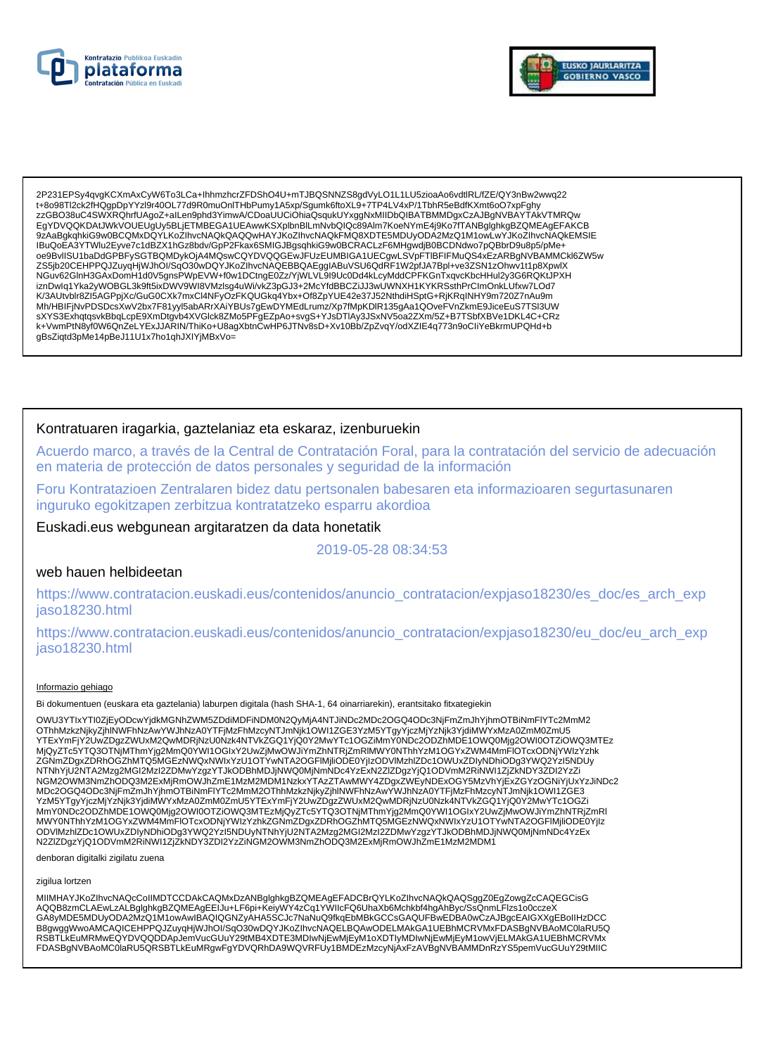2P231EPSy4qvgKCXmAxCyW6To3LCa+lhhmzhcrZFDShO4U+mTJBQSNNZS8gdVyLO1L1LU5zioaAo6vdtlRL/fZE/QY3nBw2wwq22
t+8o98Tl2ck2fHQgpDpYYzl9r40OL77d9R0muOnlTHbPumy1A5xp/Sgumk6ftoXL9+7TP4LV4xP/1TbhR5eBdfKXmt6oO7xpFghy
zzGBO38uC4SWXRQhrfUAgoZ+alLen9phd3YimwA/CDoaUUCiOhiaQsqukUYxggNxMIIDbQIBATBMMDgxCzAJBgNVBAYTAkVTMRQw
EgYDVQQKDAtJWkVOUEUgUy5BLjETMBEGA1UEAwwKSXplbnBlLmNvbQIQc89Alm7KoeNYmE4j9Ko7fTANBglghkgBZQMEAgEFAKCB
9zAaBgkqhkiG9w0BCQMxDQYLKoZIhvcNAQkQAQQwHAYJKoZIhvcNAQkFMQ8XDTE5MDUyODA2MzQ1M1owLwYJKoZIhvcNAQkEMSIE
IBuQoEA3YTWlu2Eyve7c1dBZX1hGz8bdv/GpP2Fkax6SMIGJBgsqhkiG9w0BCRACLzF6MHgwdjB0BCDNdwo7pQBbrD9u8p5/pMe+
oe9BvlISU1baDdGPBFySGTBQMDykOjA4MQswCQYDVQQGEwJFUzEUMBIGA1UECgwLSVpFTlBFIFMuQS4xEzARBgNVBAMMCkl6ZW5w
ZS5jb20CEHPPQJZuyqHjWJhOl/SqO30wDQYJKoZIhvcNAQEBBQAEggIABuVSU6QdRF1W2pfJA7Bpl+ve3ZSN1zOhwv1t1p8XpwlX
NGuv62GlnH3GAxDomH1d0V5gnsPWpEVW+f0w1DCtngE0Zz/YjWLVL9I9Uc0Dd4kLcyMddCPFKGnTxqvcKbcHHul2y3G6RQKtJPXH
iznDwlq1Yka2yWOBGL3k9ft5ixDWV9Wl8VMzlsg4uWi/vkZ3pGJ3+2McYfdBBCZiJJ3wUWNXH1KYKRSsthPrClmOnkLUfxw7LOd7
K/3AUtvblr8Zl5AGPpjXc/GuG0CXk7mxCl4NFyOzFKQUGkq4Ybx+Of8ZpYUE42e37J52NthdiHSptG+RjKRqINHY9m720Z7nAu9m
Mh/HBIFjNvPDSDcsXwV2bx7F81yyl5abARrXAiYBUs7gEwDYMEdLrumz/Xp7fMpKDlR135gAa1QOveFVnZkmE9JiceEuS7TSl3UW
sXYS3ExhqtqsvkBbqLcpE9XmDtgvb4XVGlck8ZMo5PFgEZpAo+svgS+YJsDTlAy3JSxNV5oa2ZXm/5Z+B7TSbfXBVe1DKL4C+CRz
k+VwmPtN8yf0W6QnZeLYExJJARIN/ThiKo+U8agXbtnCwHP6JTNv8sD+Xv10Bb/ZpZvqY/odXZlE4q773n9oCliYeBkrmUPQHd+b
gBsZiqtd3pMe14pBeJ11U1x7ho1qhJXlYjMBxVo=

## Kontratuaren iragarkia, gaztelaniaz eta eskaraz, izenburuekin

Acuerdo marco, a través de la Central de Contratación Foral, para la contratación del servicio de adecuación en materia de protección de datos personales y seguridad de la información

Foru Kontratazioen Zentralaren bidez datu pertsonalen babesaren eta informazioaren segurtasunaren inguruko egokitzapen zerbitzua kontratatzeko esparru akordioa

Euskadi.eus webgunean argitaratzen da data honetatik

2019-05-28 08:34:53

## web hauen helbideetan

https://www.contratacion.euskadi.eus/contenidos/anuncio_contratacion/expjaso18230/es_doc/es_arch_expjaso18230.html

https://www.contratacion.euskadi.eus/contenidos/anuncio_contratacion/expjaso18230/eu_doc/eu_arch_expjaso18230.html

Informazio gehiago

Bi dokumentuen (euskara eta gaztelania) laburpen digitala (hash SHA-1, 64 oinarriarekin), erantsitako fitxategiekin

OWU3YTIxYTI0ZjEyODcwYjdkMGNhZWM5ZDdiMDFiNDM0N2QyMjA4NTJiNDc2MDc2OGQ4ODc3NjFmZmJhYjhmOTBiNmFlYTc2MmM2
OThhMzkzNjkyZjhlNWFhNzAwYWJhNzA0YTFjMzFhMzcyNTJmNjk1OWI1ZGE3YzM5YTgyYjczMjYzNjk3YjdiMWYxMzA0ZmM0ZmU5
YTExYmFjY2UwZDgzZWUxM2QwMDRjNzU0Nzk4NTVkZGQ1YjQ0Y2MwYTc1OGZiMmY0NDc2ODZhMDE1OWQ0Mjg2OWI0OTZiOWQ3MTEz
MjQyZTc5YTQ3OTNjMThmYjg2MmQ0YWI1OGIxY2UwZjMwOWJiYmZhNTRjZmRlMWY0NThhYzM1OGYxZWM4MmFlOTcxODNjYWIzYzhk
ZGNmZDgxZDRhOGZhMTQ5MGEzNWQxNWIxYzU1OTYwNTA2OGFlMjliODE0YjIzODVlMzhlZDc1OWUxZDlyNDhiODg3YWQ2YzI5NDUy
NTNhYjU2NTA2Mzg2MGI2MzI2ZDMwYzgzYTJkODBhMDJjNWQ0MjNmNDc4YzExN2ZlZDgzYjQ1ODVmM2RiNWI1ZjZkNDY3ZDI2YzZi
NGM2OWM3NmZhODQ3M2ExMjRmOWJhZmE1MzM2MDM1NzkxYTAzZTAwMWY4ZDgxZWEyNDExOGY5MzVhYjExZGYzOGNiYjUxYzJiNDc2
MDc2OGQ4ODc3NjFmZmJhYjhmOTBiNmFlYTc2MmM2OThhMzkzNjkyZjhlNWFhNzAwYWJhNzA0YTFjMzFhMzcyNTJmNjk1OWI1ZGE3
YzM5YTgyYjczMjYzNjk3YjdiMWYxMzA0ZmM0ZmU5YTExYmFjY2UwZDgzZWUxM2QwMDRjNzU0Nzk4NTVkZGQ1YjQ0Y2MwYTc1OGZi
MmY0NDc2ODZhMDE1OWQ0Mjg2OWI0OTZiOWQ3MTEzMjQyZTc5YTQ3OTNjMThmYjg2MmQ0YWI1OGIxY2UwZjMwOWJiYmZhNTRjZmRl
MWY0NThhYzM1OGYxZWM4MmFlOTcxODNjYWIzYzhkZGNmZDgxZDRhOGZhMTQ5MGEzNWQxNWIxYzU1OTYwNTA2OGFlMjliODE0YjIz
ODVlMzhlZDc1OWUxZDlyNDhiODg3YWQ2YzI5NDUyNTNhYjU2NTA2Mzg2MGI2MzI2ZDMwYzgzYTJkODBhMDJjNWQ0MjNmNDc4YzEx
N2ZlZDgzYjQ1ODVmM2RiNWI1ZjZkNDY3ZDI2YzZiNGM2OWM3NmZhODQ3M2ExMjRmOWJhZmE1MzM2MDM1

denboran digitalki zigilatu zuena

zigilua lortzen

MIIMHAYJKoZIhvcNAQcCoIIMDTCCDAkCAQMxDzANBglghkgBZQMEAgEFADCBrQYLKoZIhvcNAQkQAQSggZ0EgZowgZcCAQEGCisG
AQQB8zMCLAEwLzALBglghkgBZQMEAgEEIJu+LF6pi+KeiyWY4zCq1YWIlcFQ6HuaXb6Mchkbf4hgAhByc/SsQnmLFlzs1o0cczeX
GA8yMDE5MDUyODA2MzQ1M1owAwIBAQIQGNZyAHA5SCJc7NaNuQ9fkqEbMBkGCCsGAQUFBwEDBA0wCzAJBgcEAIGXXgEBoIIHzDCC
B8gwggWwoAMCAQICEHPPQJZuyqHjWJhOl/SqO30wDQYJKoZIhvcNAQELBQAwODELMAkGA1UEBhMCRVMxFDASBgNVBAoMC0laRU5Q
RSBTLkEuMRMwEQYDVQQDDApJemVucGUuY29tMB4XDTE3MDIwNjEwMjEyM1oXDTIyMDIwNjEwMjEyM1owVjELMAkGA1UEBhMCRVMx
FDASBgNVBAoMC0laRU5QRSBTLkEuMRgwFgYDVQRhDA9WQVRFUy1BMDEzMzcyNjAxFzAVBgNVBAMMDnRzYS5pemVucGUuY29tMIIC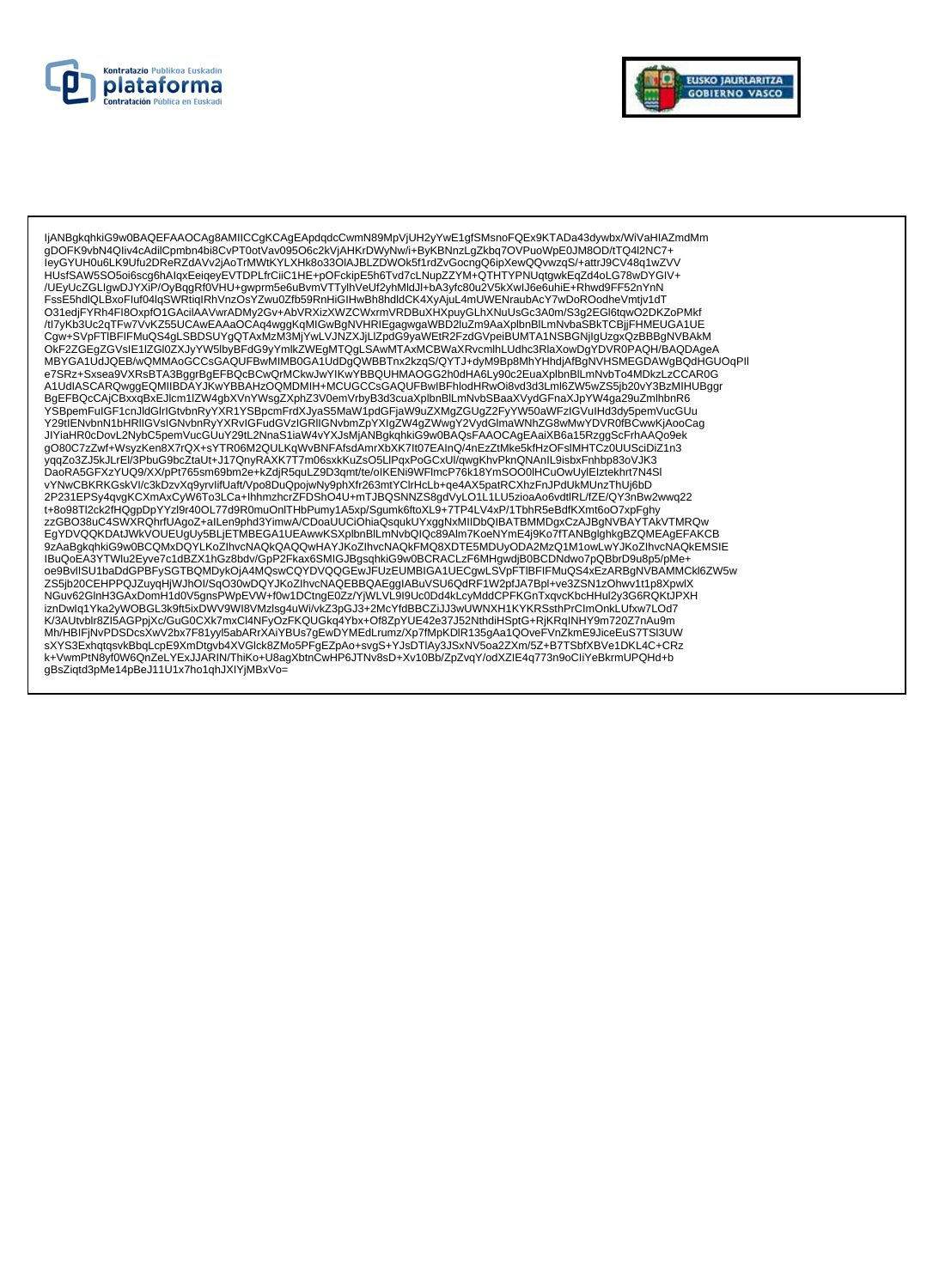```
IjANBgkqhkiG9w0BAQEFAAOCAg8AMIICCgKCAgEApdqdcCwmN89MpVjUH2yYwE1gfSMsnoFQEx9KTADa43dywbx/WiVaHIAZmdMm
gDOFK9vbN4QIiv4cAdilCpmbn4bi8CvPT0otVav095O6c2kVjAHKrDWyNw/i+ByKBNnzLgZkbq7OVPuoWpE0JM8OD/tTQ4I2NC7+
IeyGYUH0u6LK9Ufu2DReRZdAVv2jAoTrMWtKYLXHk8o33OIAJBLZDWOk5f1rdZvGocngQ6ipXewQQvwzqS/+attrJ9CV48q1wZVV
HUsfSAW5SO5oi6scg6hAIqxEeiqeyEVTDPLfrCiiC1HE+pOFckipE5h6Tvd7cLNupZZYM+QTHTYPNUqtgwkEqZd4oLG78wDYGIV+
/UEyUcZGLIgwDJYXiP/OyBqgRf0VHU+gwprm5e6uBvmVTTylhVeUf2yhMldJI+bA3yfc80u2V5kXwlJ6e6uhiE+Rhwd9FF52nYnN
FssE5hdlQLBxoFIuf04lqSWRtiqIRhVnzOsYZwu0Zfb59RnHiGIHwBh8hdldCK4XyAjuL4mUWENraubAcY7wDoROodheVmtjv1dT
O31edjFYRh4FI8OxpfO1GAciIAAVwrADMy2Gv+AbVRXizXWZCWxrmVRDBuXHXpuyGLhXNuUsGc3A0m/S3g2EGl6tqwO2DKZoPMkf
/tI7yKb3Uc2qTFw7VvKZ55UCAwEAAaOCAq4wggKqMIGwBgNVHRIEgagwgaWBD2luZm9AaXplbnBlLmNvbaSBkTCBjjFHMEUGA1UE
Cgw+SVpFTlBFIFMuQS4gLSBDSUYgQTAxMzM3MjYwLVJNZXJjLlZpdG9yaWEtR2FzdGVpeiBUMTA1NSBGNjIgUzgxQzBBBgNVBAkM
OkF2ZGEgZGVsIE1lZGl0ZXJyYW5lbyBFdG9yYmlkZWEgMTQgLSAwMTAxMCBWaXRvcmlhLUdhc3RlaXowDgYDVR0PAQH/BAQDAgeA
MBYGA1UdJQEB/wQMMAoGCCsGAQUFBwMIMB0GA1UdDgQWBBTnx2kzqS/QYTJ+dyM9Bp8MhYHhdjAfBgNVHSMEGDAWgBQdHGUOqPIl
e7SRz+Sxsea9VXRsBTA3BggrBgEFBQcBCwQrMCkwJwYIKwYBBQUHMAOGG2h0dHA6Ly90c2EuaXplbnBlLmNvbTo4MDkzLzCCAR0G
A1UdIASCARQwggEQMIIBDAYJKwYBBAHzOQMDMIH+MCUGCCsGAQUFBwIBFhlodHRwOi8vd3d3Lml6ZW5wZS5jb20vY3BzMIHUBggr
BgEFBQcCAjCBxxqBxEJlcm1lZW4gbXVnYWsgZXphZ3V0emVrbyB3d3cuaXplbnBlLmNvbSBaaXVydGFnaXJpYW4ga29uZmlhbnR6
YSBpemFuIGF1cnJldGlrIGtvbnRyYXR1YSBpcmFrdXJyaS5MaW1pdGFjaW9uZXMgZGUgZ2FyYW50aWFzIGVuIHd3dy5pemVucGUu
Y29tIENvbnN1bHRlIGVsIGNvbnRyYXRvIGFudGVzIGRlIGNvbmZpYXIgZW4gZWwgY2VydGlmaWNhZG8wMwYDVR0fBCwwKjAooCag
JIYiaHR0cDovL2NybC5pemVucGUuY29tL2NnaS1iaW4vYXJsMjANBgkqhkiG9w0BAQsFAAOCAgEAaiXB6a15RzggScFrhAAQo9ek
gO80C7zZwf+WsyzKen8X7rQX+sYTR06M2QULKqWvBNFAfsdAmrXbXK7It07EAInQ/4nEzZtMke5kfHzOFslMHTCz0UUSciDiZ1n3
yqqZo3ZJ5kJLrEl/3PbuG9bcZtaUt+J17QnyRAXK7T7m06sxkKuZsO5LlPqxPoGCxUl/qwgKhvPknQNAnIL9isbxFnhbp83oVJK3
DaoRA5GFXzYUQ9/XX/pPt765sm69bm2e+kZdjR5quLZ9D3qmt/te/oIKENi9WFlmcP76k18YmSOO0lHCuOwUylElztekhrt7N4SI
vYNwCBKRKGskVI/c3kDzvXq9yrvlifUaft/Vpo8DuQpojwNy9phXfr263mtYClrHcLb+qe4AX5patRCXhzFnJPdUkMUnzThUj6bD
2P231EPSy4qvgKCXmAxCyW6To3LCa+lhhmzhcrZFDShO4U+mTJBQSNNZS8gdVyLO1L1LU5zioaAo6vdtlRL/fZE/QY3nBw2wwq22
t+8o98Tl2ck2fHQgpDpYYzl9r40OL77d9R0muOnlTHbPumy1A5xp/Sgumk6ftoXL9+7TP4LV4xP/1TbhR5eBdfKXmt6oO7xpFghy
zzGBO38uC4SWXRQhrfUAgoZ+aILen9phd3YimwA/CDoaUUCiOhiaQsqukUYxggNxMIIDbQIBATBMMDgxCzAJBgNVBAYTAkVTMRQw
EgYDVQQKDAtJWkVOUEUgUy5BLjETMBEGA1UEAwwKSXplbnBlLmNvbQIQc89Alm7KoeNYmE4j9Ko7fTANBglghkgBZQMEAgEFAKCB
9zAaBgkqhkiG9w0BCQMxDQYLKoZIhvcNAQkQAQQwHAYJKoZIhvcNAQkFMQ8XDTE5MDUyODA2MzQ1M1owLwYJKoZIhvcNAQkEMSIE
IBuQoEA3YTWlu2Eyve7c1dBZX1hGz8bdv/GpP2Fkax6SMIGJBgsqhkiG9w0BCRACLzF6MHgwdjB0BCDNdwo7pQBbrD9u8p5/pMe+
oe9BvlISU1baDdGPBFySGTBQMDykOjA4MQswCQYDVQQGEwJFUzEUMBIGA1UECgwLSVpFTlBFIFMuQS4xEzARBgNVBAMMCkl6ZW5w
ZS5jb20CEHPPQJZuyqHjWJhOI/SqO30wDQYJKoZIhvcNAQEBBQAEggIABuVSU6QdRF1W2pfJA7Bpl+ve3ZSN1zOhwv1t1p8XpwlX
NGuv62GlnH3GAxDomH1d0V5gnsPWpEVW+f0w1DCtngE0Zz/YjWLVL9I9Uc0Dd4kLcyMddCPFKGnTxqvcKbcHHul2y3G6RQKtJPXH
iznDwlq1Yka2yWOBGL3k9ft5ixDWV9Wl8VMzlsg4uWi/vkZ3pGJ3+2McYfdBBCZiJJ3wUWNXH1KYKRSsthPrClmOnkLUfxw7LOd7
K/3AUtvblr8ZI5AGPpjXc/GuG0CXk7mxCl4NFyOzFKQUGkq4Ybx+Of8ZpYUE42e37J52NthdiHSptG+RjKRqINHY9m720Z7nAu9m
Mh/HBIFjNvPDSDcsXwV2bx7F81yyl5abARrXAiYBUs7gEwDYMEdLrumz/Xp7fMpKDlR135gAa1QOveFVnZkmE9JiceEuS7TSl3UW
sXYS3ExhqtqsvkBbqLcpE9XmDtgvb4XVGlck8ZMo5PFgEZpAo+svgS+YJsDTlAy3JSxNV5oa2ZXm/5Z+B7TSbfXBVe1DKL4C+CRz
k+VwmPtN8yf0W6QnZeLYExJJARIN/ThiKo+U8agXbtnCwHP6JTNv8sD+Xv10Bb/ZpZvqY/odXZIE4q773n9oCIiYeBkrmUPQHd+b
gBsZiqtd3pMe14pBeJ11U1x7ho1qhJXIYjMBxVo=
```